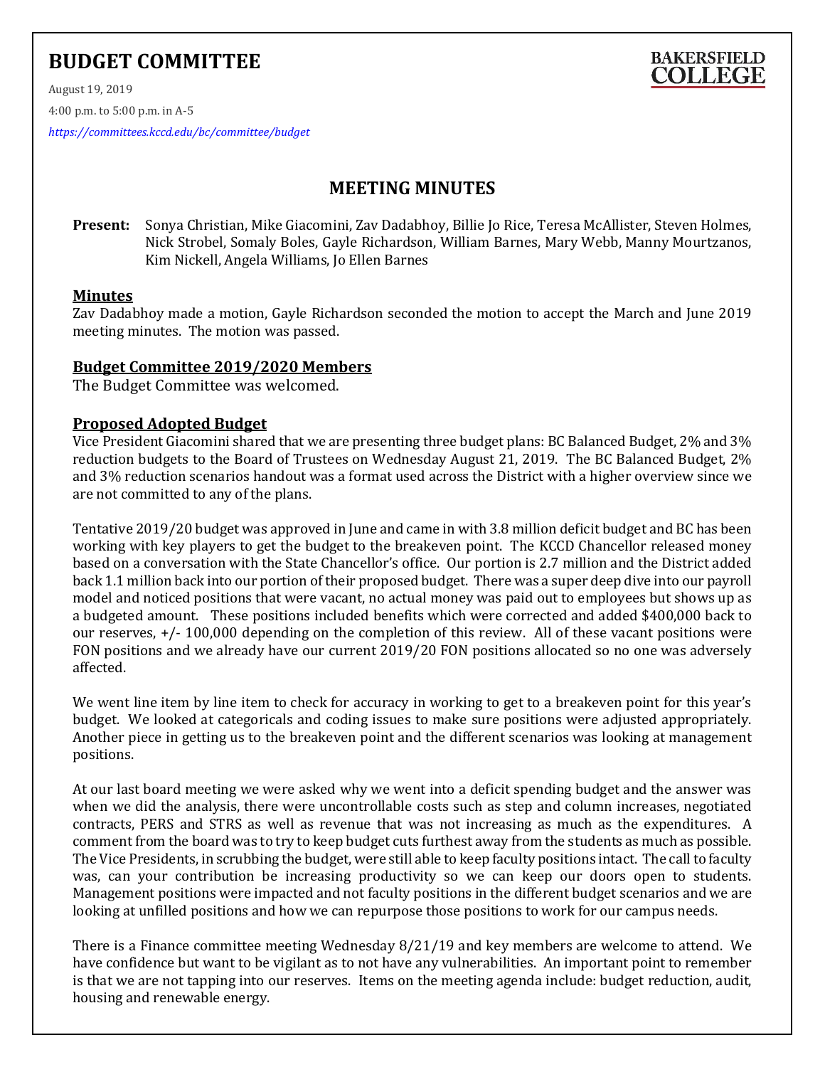# BUDGET COMMITTEE

BAKERSFIELD COLLEGE

August 19, 2019

4:00 p.m. to 5:00 p.m. in A-5

*https://committees.kccd.edu/bc/committee/budget*

## MEETING MINUTES

**Present:** Sonya Christian, Mike Giacomini, Zav Dadabhoy, Billie Jo Rice, Teresa McAllister, Steven Holmes, Nick Strobel, Somaly Boles, Gayle Richardson, William Barnes, Mary Webb, Manny Mourtzanos, Kim Nickell, Angela Williams, Jo Ellen Barnes

### Minutes

Zav Dadabhoy made a motion, Gayle Richardson seconded the motion to accept the March and June 2019 meeting minutes. The motion was passed.

### Budget Committee 2019/2020 Members

The Budget Committee was welcomed.

### Proposed Adopted Budget

Vice President Giacomini shared that we are presenting three budget plans: BC Balanced Budget, 2% and 3% reduction budgets to the Board of Trustees on Wednesday August 21, 2019. The BC Balanced Budget, 2% and 3% reduction scenarios handout was a format used across the District with a higher overview since we are not committed to any of the plans.

Tentative 2019/20 budget was approved in June and came in with 3.8 million deficit budget and BC has been working with key players to get the budget to the breakeven point. The KCCD Chancellor released money based on a conversation with the State Chancellor's office. Our portion is 2.7 million and the District added back 1.1 million back into our portion of their proposed budget. There was a super deep dive into our payroll model and noticed positions that were vacant, no actual money was paid out to employees but shows up as a budgeted amount. These positions included benefits which were corrected and added $400,000 back to our reserves, +/- 100,000 depending on the completion of this review. All of these vacant positions were FON positions and we already have our current 2019/20 FON positions allocated so no one was adversely affected.

We went line item by line item to check for accuracy in working to get to a breakeven point for this year's budget. We looked at categoricals and coding issues to make sure positions were adjusted appropriately. Another piece in getting us to the breakeven point and the different scenarios was looking at management positions.

At our last board meeting we were asked why we went into a deficit spending budget and the answer was when we did the analysis, there were uncontrollable costs such as step and column increases, negotiated contracts, PERS and STRS as well as revenue that was not increasing as much as the expenditures. A comment from the board was to try to keep budget cuts furthest away from the students as much as possible. The Vice Presidents, in scrubbing the budget, were still able to keep faculty positions intact. The call to faculty was, can your contribution be increasing productivity so we can keep our doors open to students. Management positions were impacted and not faculty positions in the different budget scenarios and we are looking at unfilled positions and how we can repurpose those positions to work for our campus needs.

There is a Finance committee meeting Wednesday 8/21/19 and key members are welcome to attend. We have confidence but want to be vigilant as to not have any vulnerabilities. An important point to remember is that we are not tapping into our reserves. Items on the meeting agenda include: budget reduction, audit, housing and renewable energy.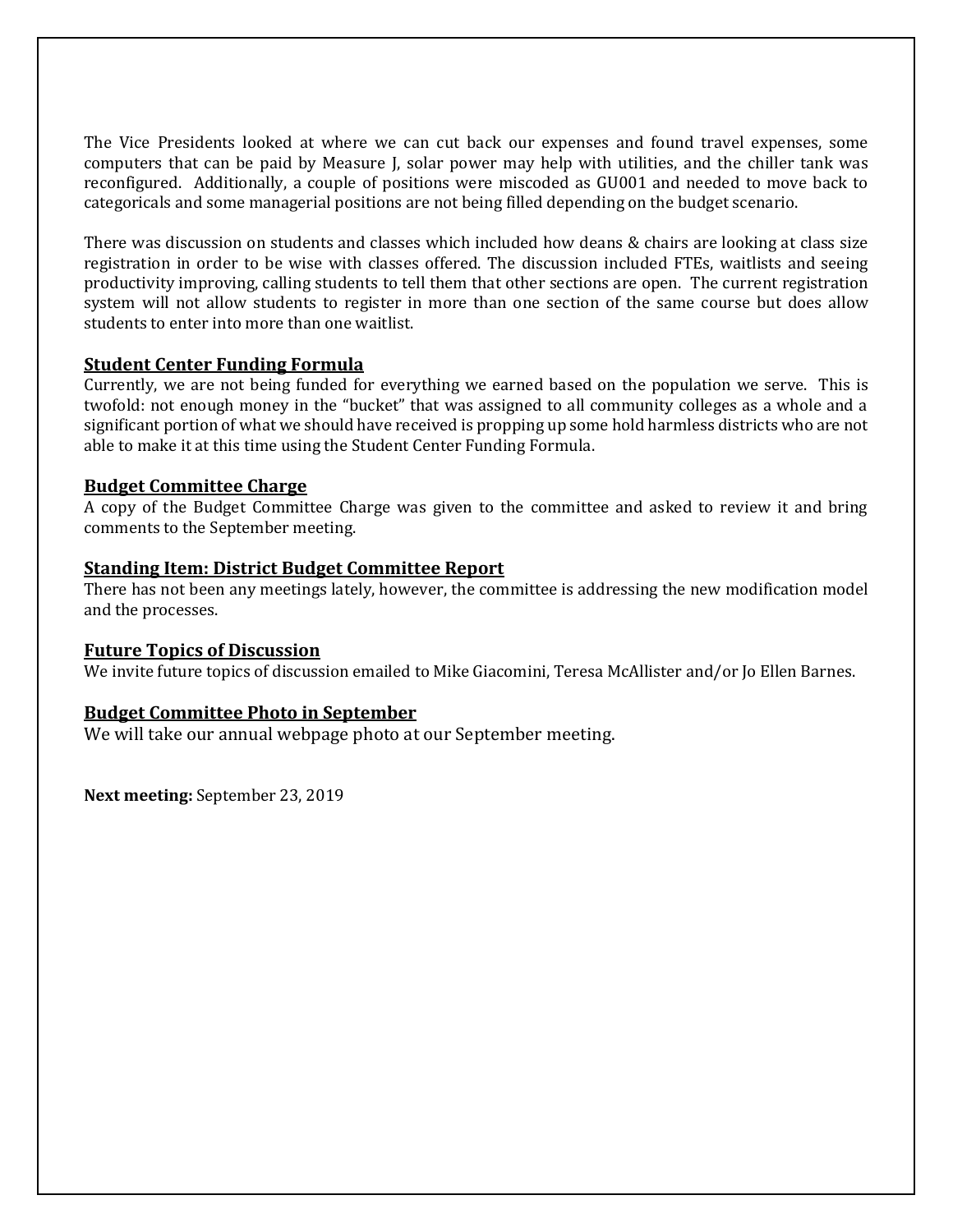The Vice Presidents looked at where we can cut back our expenses and found travel expenses, some computers that can be paid by Measure J, solar power may help with utilities, and the chiller tank was reconfigured. Additionally, a couple of positions were miscoded as GU001 and needed to move back to categoricals and some managerial positions are not being filled depending on the budget scenario.

There was discussion on students and classes which included how deans & chairs are looking at class size registration in order to be wise with classes offered. The discussion included FTEs, waitlists and seeing productivity improving, calling students to tell them that other sections are open. The current registration system will not allow students to register in more than one section of the same course but does allow students to enter into more than one waitlist.

## Student Center Funding Formula

Currently, we are not being funded for everything we earned based on the population we serve. This is twofold: not enough money in the "bucket" that was assigned to all community colleges as a whole and a significant portion of what we should have received is propping up some hold harmless districts who are not able to make it at this time using the Student Center Funding Formula.

## Budget Committee Charge

A copy of the Budget Committee Charge was given to the committee and asked to review it and bring comments to the September meeting.

## Standing Item: District Budget Committee Report

There has not been any meetings lately, however, the committee is addressing the new modification model and the processes.

## Future Topics of Discussion

We invite future topics of discussion emailed to Mike Giacomini, Teresa McAllister and/or Jo Ellen Barnes.

## Budget Committee Photo in September

We will take our annual webpage photo at our September meeting.

**Next meeting:** September 23, 2019